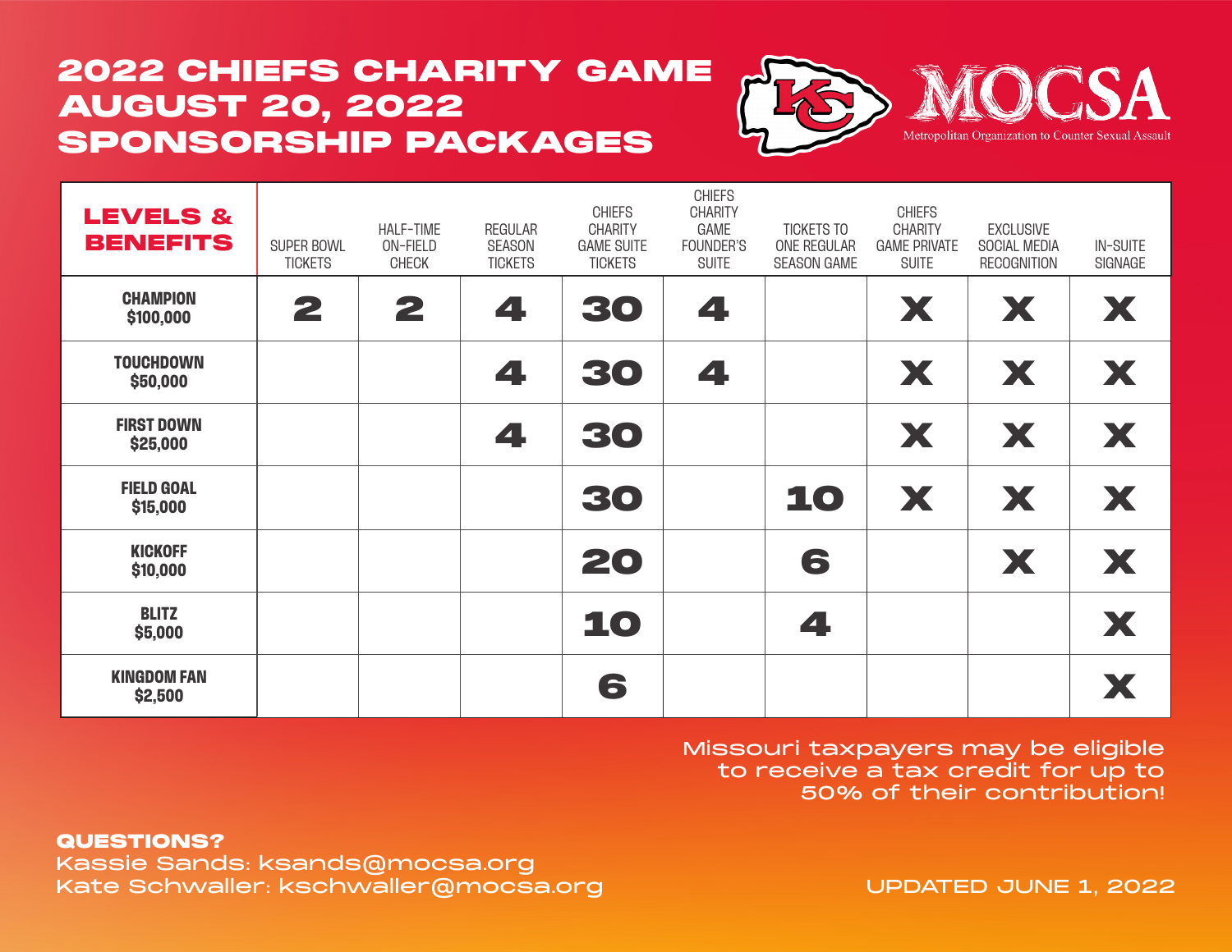# 2022 CHIEFS CHARITY GAME AUGUST 20, 2022 SPONSORSHIP PACKAGES

MOCSA

Metropolitan Organization to Counter Sexual Assault

| LEVELS & BENEFITS | SUPER BOWL TICKETS | HALF-TIME ON-FIELD CHECK | REGULAR SEASON TICKETS | CHIEFS CHARITY GAME SUITE TICKETS | CHIEFS CHARITY GAME FOUNDER'S SUITE | TICKETS TO ONE REGULAR SEASON GAME | CHIEFS CHARITY GAME PRIVATE SUITE | EXCLUSIVE SOCIAL MEDIA RECOGNITION | IN-SUITE SIGNAGE |
|---|---|---|---|---|---|---|---|---|---|
| **CHAMPION $100,000** | 2 | 2 | 4 | 30 | 4 | | X | X | X |
| **TOUCHDOWN $50,000** | | | 4 | 30 | 4 | | X | X | X |
| **FIRST DOWN $25,000** | | | 4 | 30 | | | X | X | X |
| **FIELD GOAL $15,000** | | | | 30 | | 10 | X | X | X |
| **KICKOFF $10,000** | | | | 20 | | 6 | | X | X |
| **BLITZ $5,000** | | | | 10 | | 4 | | | X |
| **KINGDOM FAN $2,500** | | | | 6 | | | | | X |

Missouri taxpayers may be eligible to receive a tax credit for up to 50% of their contribution!

**QUESTIONS?**

Kassie Sands: ksands@mocsa.org

Kate Schwaller: kschwaller@mocsa.org

UPDATED JUNE 1, 2022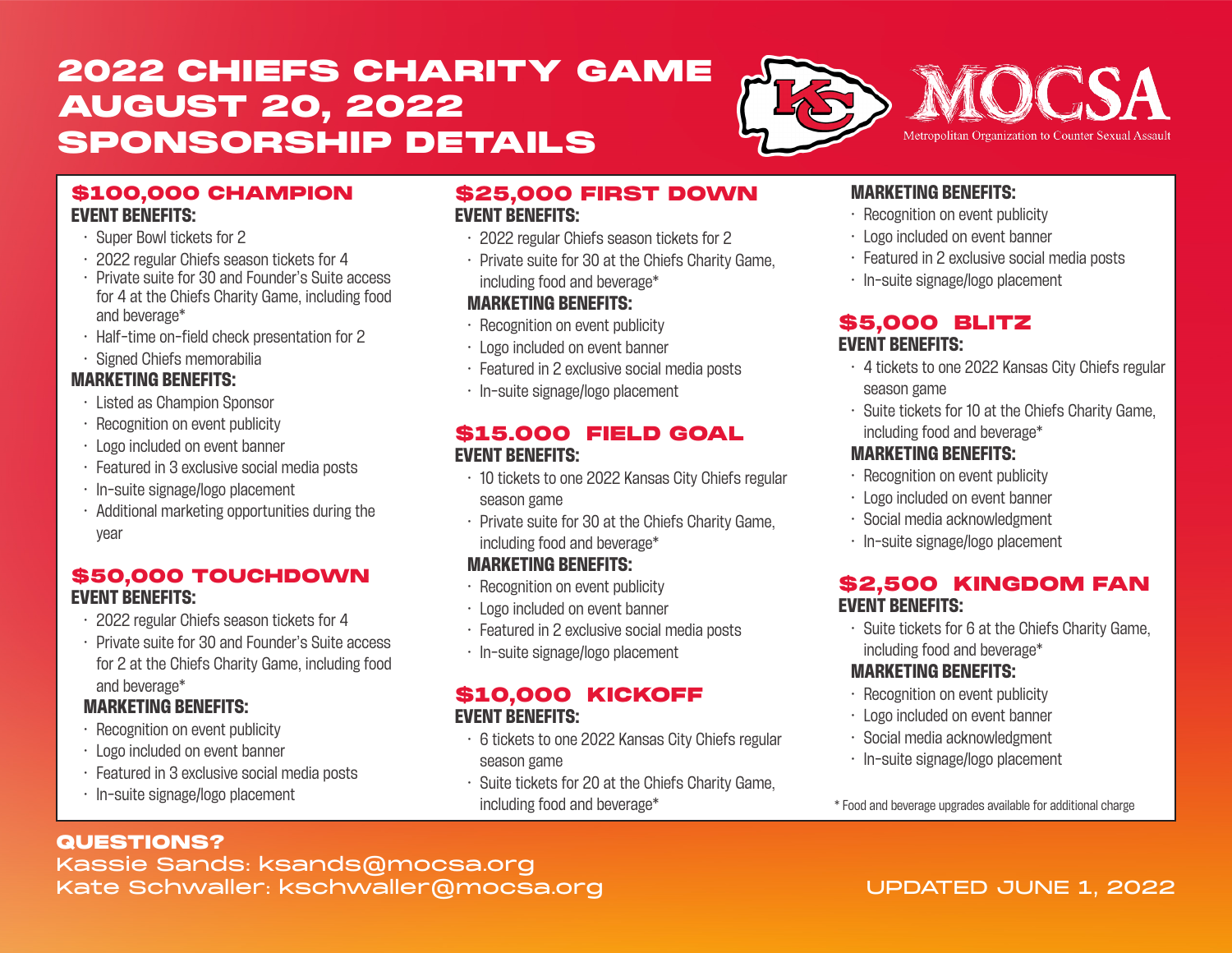# 2022 CHIEFS CHARITY GAME AUGUST 20, 2022 SPONSORSHIP DETAILS

MOCSA

Metropolitan Organization to Counter Sexual Assault

## $100,000 CHAMPION

**EVENT BENEFITS:**

- Super Bowl tickets for 2
- 2022 regular Chiefs season tickets for 4
- Private suite for 30 and Founder's Suite access for 4 at the Chiefs Charity Game, including food and beverage*
- Half-time on-field check presentation for 2
- Signed Chiefs memorabilia

**MARKETING BENEFITS:**

- Listed as Champion Sponsor
- Recognition on event publicity
- Logo included on event banner
- Featured in 3 exclusive social media posts
- In-suite signage/logo placement
- Additional marketing opportunities during the year

## $50,000 TOUCHDOWN

**EVENT BENEFITS:**

- 2022 regular Chiefs season tickets for 4
- Private suite for 30 and Founder's Suite access for 2 at the Chiefs Charity Game, including food and beverage*

**MARKETING BENEFITS:**

- Recognition on event publicity
- Logo included on event banner
- Featured in 3 exclusive social media posts
- In-suite signage/logo placement

## $25,000 FIRST DOWN

**EVENT BENEFITS:**

- 2022 regular Chiefs season tickets for 2
- Private suite for 30 at the Chiefs Charity Game, including food and beverage*

**MARKETING BENEFITS:**

- Recognition on event publicity
- Logo included on event banner
- Featured in 2 exclusive social media posts
- In-suite signage/logo placement

## $15.000 FIELD GOAL

**EVENT BENEFITS:**

- 10 tickets to one 2022 Kansas City Chiefs regular season game
- Private suite for 30 at the Chiefs Charity Game, including food and beverage*

**MARKETING BENEFITS:**

- Recognition on event publicity
- Logo included on event banner
- Featured in 2 exclusive social media posts
- In-suite signage/logo placement

## $10,000 KICKOFF

**EVENT BENEFITS:**

- 6 tickets to one 2022 Kansas City Chiefs regular season game
- Suite tickets for 20 at the Chiefs Charity Game, including food and beverage*

**MARKETING BENEFITS:**

- Recognition on event publicity
- Logo included on event banner
- Featured in 2 exclusive social media posts
- In-suite signage/logo placement

## $5,000 BLITZ

**EVENT BENEFITS:**

- 4 tickets to one 2022 Kansas City Chiefs regular season game
- Suite tickets for 10 at the Chiefs Charity Game, including food and beverage*

**MARKETING BENEFITS:**

- Recognition on event publicity
- Logo included on event banner
- Social media acknowledgment
- In-suite signage/logo placement

## $2,500 KINGDOM FAN

**EVENT BENEFITS:**

- Suite tickets for 6 at the Chiefs Charity Game, including food and beverage*

**MARKETING BENEFITS:**

- Recognition on event publicity
- Logo included on event banner
- Social media acknowledgment
- In-suite signage/logo placement

* Food and beverage upgrades available for additional charge

**QUESTIONS?**

Kassie Sands: ksands@mocsa.org

Kate Schwaller: kschwaller@mocsa.org

UPDATED JUNE 1, 2022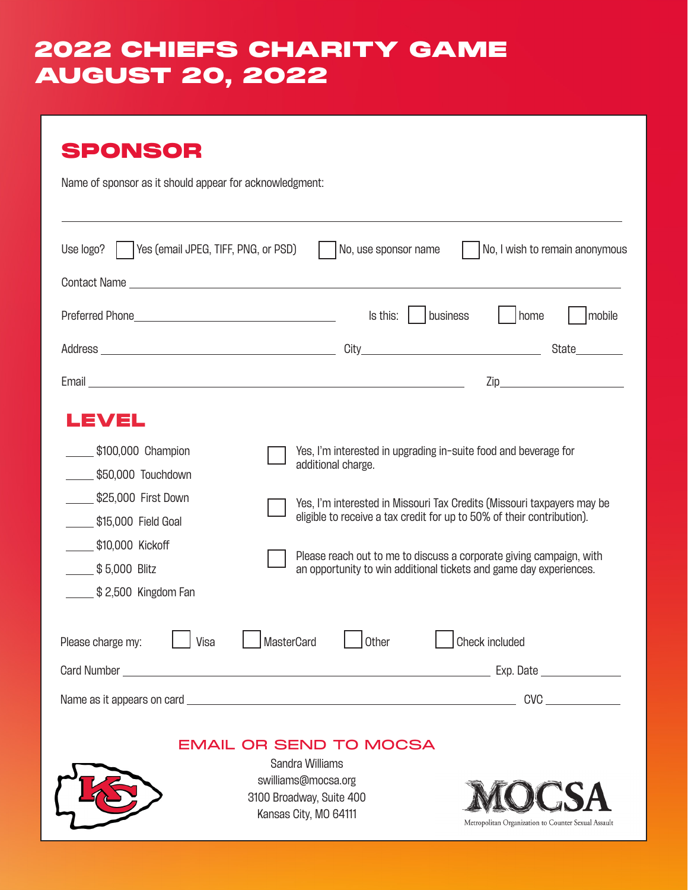# 2022 CHIEFS CHARITY GAME
# AUGUST 20, 2022

## SPONSOR

Name of sponsor as it should appear for acknowledgment:

______________________________________________________________

Use logo? ☐ Yes (email JPEG, TIFF, PNG, or PSD) ☐ No, use sponsor name ☐ No, I wish to remain anonymous

Contact Name ______________________________________________

Preferred Phone ______________________ Is this: ☐ business ☐ home ☐ mobile

Address ______________________ City ______________________ State ________

Email ______________________________________ Zip ____________

## LEVEL

____ $100,000 Champion

____ $50,000 Touchdown

____ $25,000 First Down

____ $15,000 Field Goal

____ $10,000 Kickoff

____ $ 5,000 Blitz

____ $ 2,500 Kingdom Fan

☐ Yes, I'm interested in upgrading in-suite food and beverage for additional charge.

☐ Yes, I'm interested in Missouri Tax Credits (Missouri taxpayers may be eligible to receive a tax credit for up to 50% of their contribution).

☐ Please reach out to me to discuss a corporate giving campaign, with an opportunity to win additional tickets and game day experiences.

Please charge my: ☐ Visa ☐ MasterCard ☐ Other ☐ Check included

Card Number ______________________________________ Exp. Date ____________

Name as it appears on card ______________________________ CVC ____________

### EMAIL OR SEND TO MOCSA

Sandra Williams
swilliams@mocsa.org
3100 Broadway, Suite 400
Kansas City, MO 64111

MOCSA
Metropolitan Organization to Counter Sexual Assault